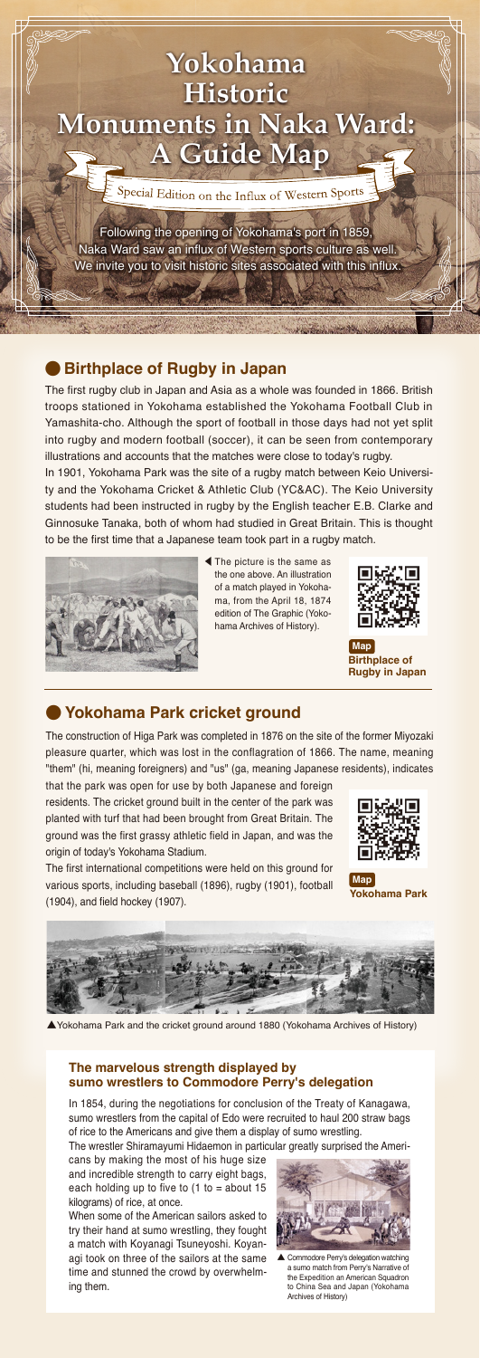# Yokohama Historic Monuments in Naka Ward: A Guide Map

Special Edition on the Influx of Western Sports

Following the opening of Yokohama's port in 1859, Naka Ward saw an influx of Western sports culture as well. We invite you to visit historic sites associated with this influx.

## ● Birthplace of Rugby in Japan

The first rugby club in Japan and Asia as a whole was founded in 1866. British troops stationed in Yokohama established the Yokohama Football Club in Yamashita-cho. Although the sport of football in those days had not yet split into rugby and modern football (soccer), it can be seen from contemporary illustrations and accounts that the matches were close to today's rugby.

In 1901, Yokohama Park was the site of a rugby match between Keio University and the Yokohama Cricket & Athletic Club (YC&AC). The Keio University students had been instructed in rugby by the English teacher E.B. Clarke and Ginnosuke Tanaka, both of whom had studied in Great Britain. This is thought to be the first time that a Japanese team took part in a rugby match.

◀ The picture is the same as the one above. An illustration of a match played in Yokohama, from the April 18, 1874 edition of The Graphic (Yokohama Archives of History).

**Map**
**Birthplace of Rugby in Japan**

## ● Yokohama Park cricket ground

The construction of Higa Park was completed in 1876 on the site of the former Miyozaki pleasure quarter, which was lost in the conflagration of 1866. The name, meaning "them" (hi, meaning foreigners) and "us" (ga, meaning Japanese residents), indicates that the park was open for use by both Japanese and foreign residents. The cricket ground built in the center of the park was planted with turf that had been brought from Great Britain. The ground was the first grassy athletic field in Japan, and was the origin of today's Yokohama Stadium.

The first international competitions were held on this ground for various sports, including baseball (1896), rugby (1901), football (1904), and field hockey (1907).

**Map**
**Yokohama Park**

▲Yokohama Park and the cricket ground around 1880 (Yokohama Archives of History)

### The marvelous strength displayed by sumo wrestlers to Commodore Perry's delegation

In 1854, during the negotiations for conclusion of the Treaty of Kanagawa, sumo wrestlers from the capital of Edo were recruited to haul 200 straw bags of rice to the Americans and give them a display of sumo wrestling.

The wrestler Shiramayumi Hidaemon in particular greatly surprised the Americans by making the most of his huge size and incredible strength to carry eight bags, each holding up to five to (1 to = about 15 kilograms) of rice, at once.

When some of the American sailors asked to try their hand at sumo wrestling, they fought a match with Koyanagi Tsuneyoshi. Koyanagi took on three of the sailors at the same time and stunned the crowd by overwhelming them.

▲ Commodore Perry's delegation watching a sumo match from Perry's Narrative of the Expedition an American Squadron to China Sea and Japan (Yokohama Archives of History)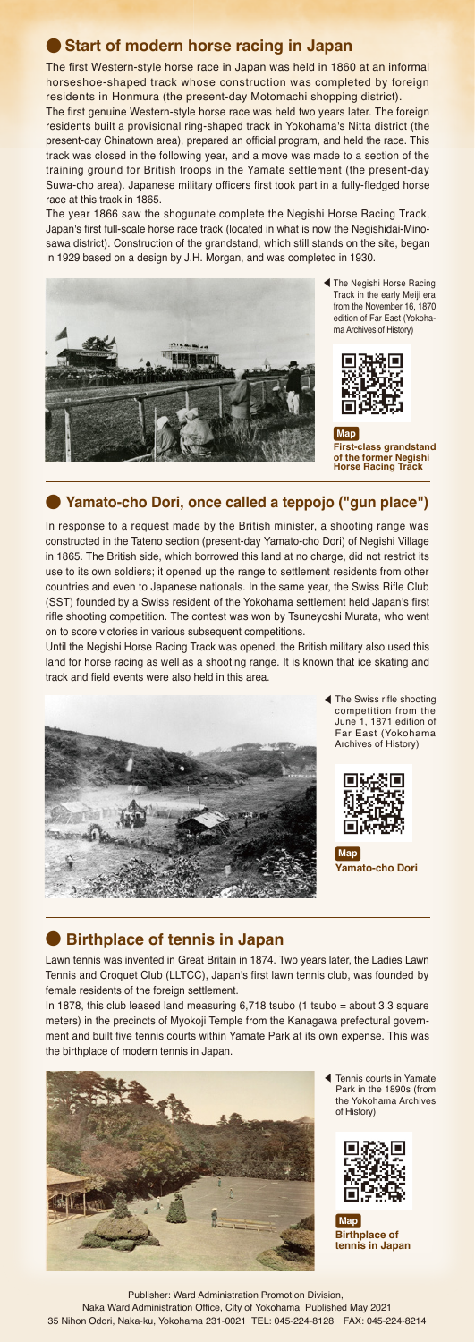## Start of modern horse racing in Japan

The first Western-style horse race in Japan was held in 1860 at an informal horseshoe-shaped track whose construction was completed by foreign residents in Honmura (the present-day Motomachi shopping district).

The first genuine Western-style horse race was held two years later. The foreign residents built a provisional ring-shaped track in Yokohama's Nitta district (the present-day Chinatown area), prepared an official program, and held the race. This track was closed in the following year, and a move was made to a section of the training ground for British troops in the Yamate settlement (the present-day Suwa-cho area). Japanese military officers first took part in a fully-fledged horse race at this track in 1865.

The year 1866 saw the shogunate complete the Negishi Horse Racing Track, Japan's first full-scale horse race track (located in what is now the Negishidai-Minosawa district). Construction of the grandstand, which still stands on the site, began in 1929 based on a design by J.H. Morgan, and was completed in 1930.

◀ The Negishi Horse Racing Track in the early Meiji era from the November 16, 1870 edition of Far East (Yokohama Archives of History)

**Map**
**First-class grandstand of the former Negishi Horse Racing Track**

## Yamato-cho Dori, once called a teppojo ("gun place")

In response to a request made by the British minister, a shooting range was constructed in the Tateno section (present-day Yamato-cho Dori) of Negishi Village in 1865. The British side, which borrowed this land at no charge, did not restrict its use to its own soldiers; it opened up the range to settlement residents from other countries and even to Japanese nationals. In the same year, the Swiss Rifle Club (SST) founded by a Swiss resident of the Yokohama settlement held Japan's first rifle shooting competition. The contest was won by Tsuneyoshi Murata, who went on to score victories in various subsequent competitions.

Until the Negishi Horse Racing Track was opened, the British military also used this land for horse racing as well as a shooting range. It is known that ice skating and track and field events were also held in this area.

◀ The Swiss rifle shooting competition from the June 1, 1871 edition of Far East (Yokohama Archives of History)

**Map**
**Yamato-cho Dori**

## Birthplace of tennis in Japan

Lawn tennis was invented in Great Britain in 1874. Two years later, the Ladies Lawn Tennis and Croquet Club (LLTCC), Japan's first lawn tennis club, was founded by female residents of the foreign settlement.

In 1878, this club leased land measuring 6,718 tsubo (1 tsubo = about 3.3 square meters) in the precincts of Myokoji Temple from the Kanagawa prefectural government and built five tennis courts within Yamate Park at its own expense. This was the birthplace of modern tennis in Japan.

◀ Tennis courts in Yamate Park in the 1890s (from the Yokohama Archives of History)

**Map**
**Birthplace of tennis in Japan**

Publisher: Ward Administration Promotion Division, Naka Ward Administration Office, City of Yokohama Published May 2021
35 Nihon Odori, Naka-ku, Yokohama 231-0021 TEL: 045-224-8128 FAX: 045-224-8214